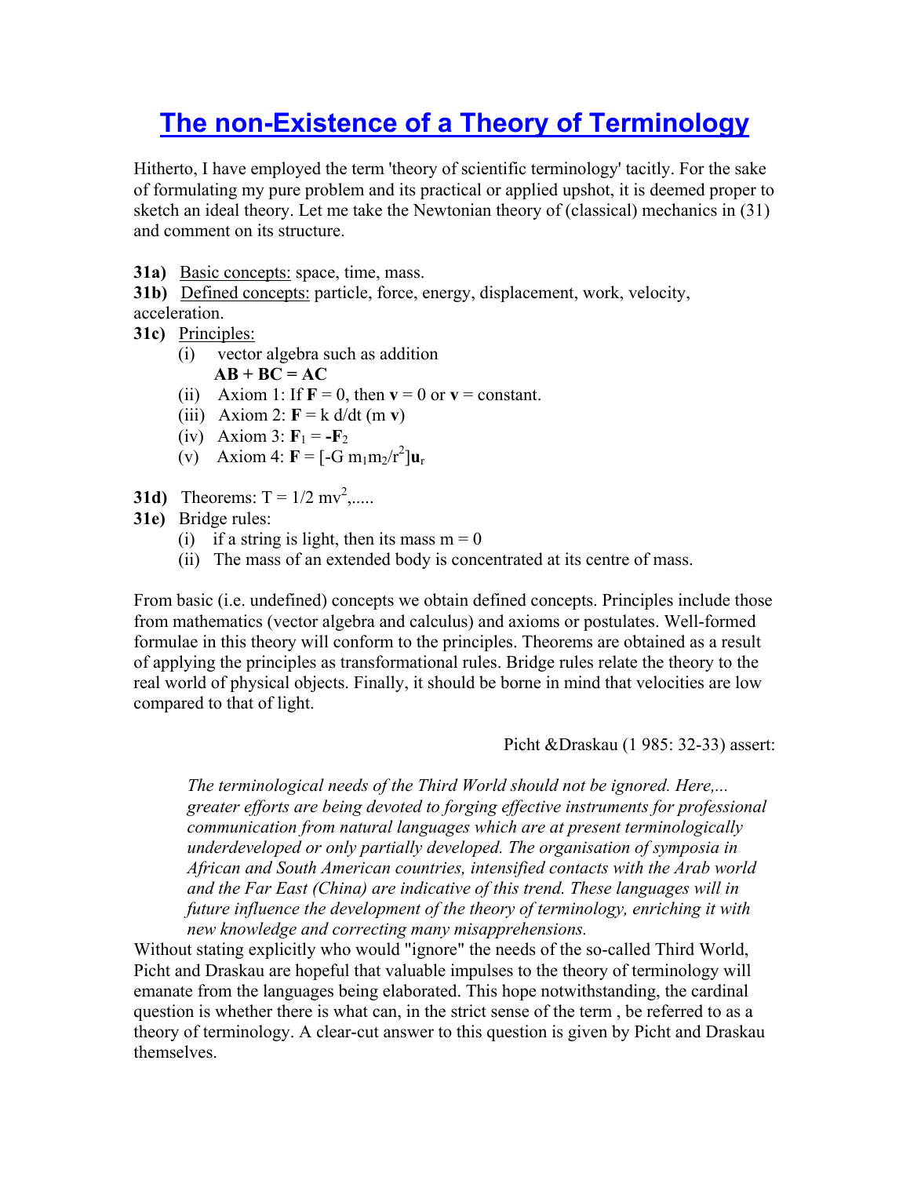# The non-Existence of a Theory of Terminology

Hitherto, I have employed the term 'theory of scientific terminology' tacitly. For the sake of formulating my pure problem and its practical or applied upshot, it is deemed proper to sketch an ideal theory. Let me take the Newtonian theory of (classical) mechanics in (31) and comment on its structure.

**31a)** Basic concepts: space, time, mass.

**31b)** Defined concepts: particle, force, energy, displacement, work, velocity, acceleration.

**31c)** Principles:

- (i) vector algebra such as addition
  $\mathbf{AB} + \mathbf{BC} = \mathbf{AC}$
- (ii) Axiom 1: If $\mathbf{F} = 0$, then $\mathbf{v} = 0$ or $\mathbf{v}$ = constant.
- (iii) Axiom 2: $\mathbf{F} = k\, d/dt\, (m\, \mathbf{v})$
- (iv) Axiom 3: $\mathbf{F}_1 = -\mathbf{F}_2$
- (v) Axiom 4: $\mathbf{F} = [-G\, m_1 m_2/r^2]\mathbf{u}_r$

**31d)** Theorems: $T = 1/2\, mv^2$,.....

**31e)** Bridge rules:

- (i) if a string is light, then its mass $m = 0$
- (ii) The mass of an extended body is concentrated at its centre of mass.

From basic (i.e. undefined) concepts we obtain defined concepts. Principles include those from mathematics (vector algebra and calculus) and axioms or postulates. Well-formed formulae in this theory will conform to the principles. Theorems are obtained as a result of applying the principles as transformational rules. Bridge rules relate the theory to the real world of physical objects. Finally, it should be borne in mind that velocities are low compared to that of light.

Picht &Draskau (1 985: 32-33) assert:

> *The terminological needs of the Third World should not be ignored. Here,... greater efforts are being devoted to forging effective instruments for professional communication from natural languages which are at present terminologically underdeveloped or only partially developed. The organisation of symposia in African and South American countries, intensified contacts with the Arab world and the Far East (China) are indicative of this trend. These languages will in future influence the development of the theory of terminology, enriching it with new knowledge and correcting many misapprehensions.*

Without stating explicitly who would "ignore" the needs of the so-called Third World, Picht and Draskau are hopeful that valuable impulses to the theory of terminology will emanate from the languages being elaborated. This hope notwithstanding, the cardinal question is whether there is what can, in the strict sense of the term , be referred to as a theory of terminology. A clear-cut answer to this question is given by Picht and Draskau themselves.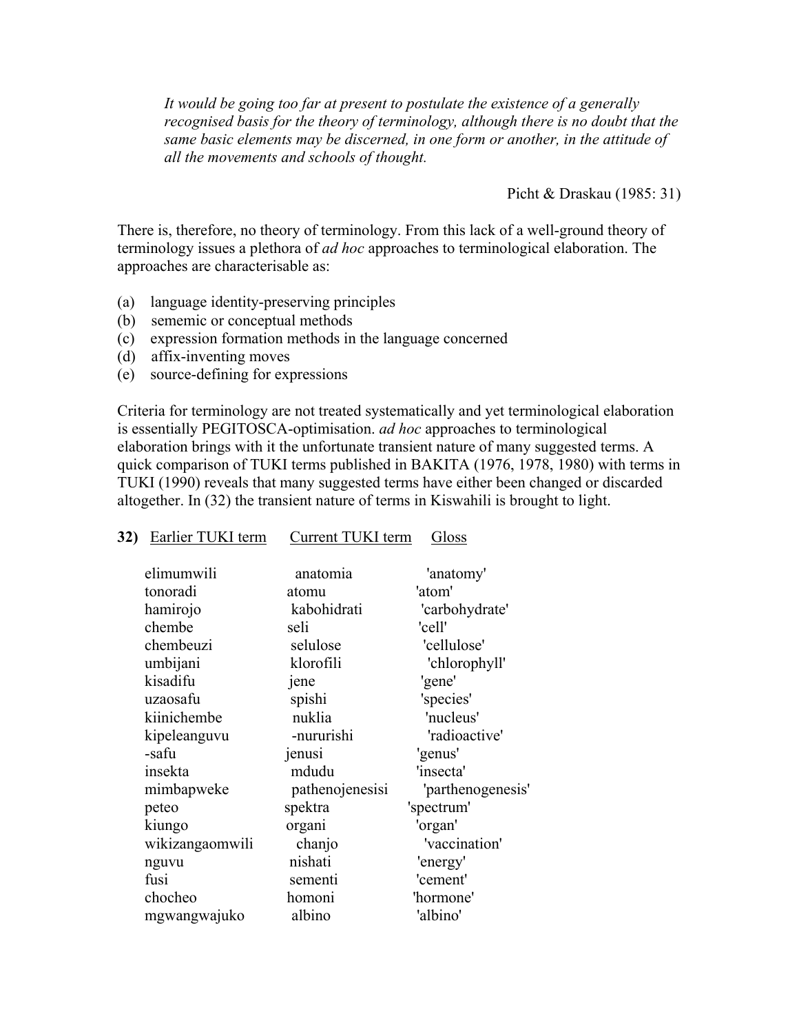*It would be going too far at present to postulate the existence of a generally recognised basis for the theory of terminology, although there is no doubt that the same basic elements may be discerned, in one form or another, in the attitude of all the movements and schools of thought.*

Picht & Draskau (1985: 31)

There is, therefore, no theory of terminology. From this lack of a well-ground theory of terminology issues a plethora of *ad hoc* approaches to terminological elaboration. The approaches are characterisable as:

(a) language identity-preserving principles
(b) sememic or conceptual methods
(c) expression formation methods in the language concerned
(d) affix-inventing moves
(e) source-defining for expressions

Criteria for terminology are not treated systematically and yet terminological elaboration is essentially PEGITOSCA-optimisation. *ad hoc* approaches to terminological elaboration brings with it the unfortunate transient nature of many suggested terms. A quick comparison of TUKI terms published in BAKITA (1976, 1978, 1980) with terms in TUKI (1990) reveals that many suggested terms have either been changed or discarded altogether. In (32) the transient nature of terms in Kiswahili is brought to light.

**32)**

| Earlier TUKI term | Current TUKI term | Gloss |
|---|---|---|
| elimumwili | anatomia | 'anatomy' |
| tonoradi | atomu | 'atom' |
| hamirojo | kabohidrati | 'carbohydrate' |
| chembe | seli | 'cell' |
| chembeuzi | selulose | 'cellulose' |
| umbijani | klorofili | 'chlorophyll' |
| kisadifu | jene | 'gene' |
| uzaosafu | spishi | 'species' |
| kiinichembe | nuklia | 'nucleus' |
| kipeleanguvu | -nururishi | 'radioactive' |
| -safu | jenusi | 'genus' |
| insekta | mdudu | 'insecta' |
| mimbapweke | pathenojenesisi | 'parthenogenesis' |
| peteo | spektra | 'spectrum' |
| kiungo | organi | 'organ' |
| wikizangaomwili | chanjo | 'vaccination' |
| nguvu | nishati | 'energy' |
| fusi | sementi | 'cement' |
| chocheo | homoni | 'hormone' |
| mgwangwajuko | albino | 'albino' |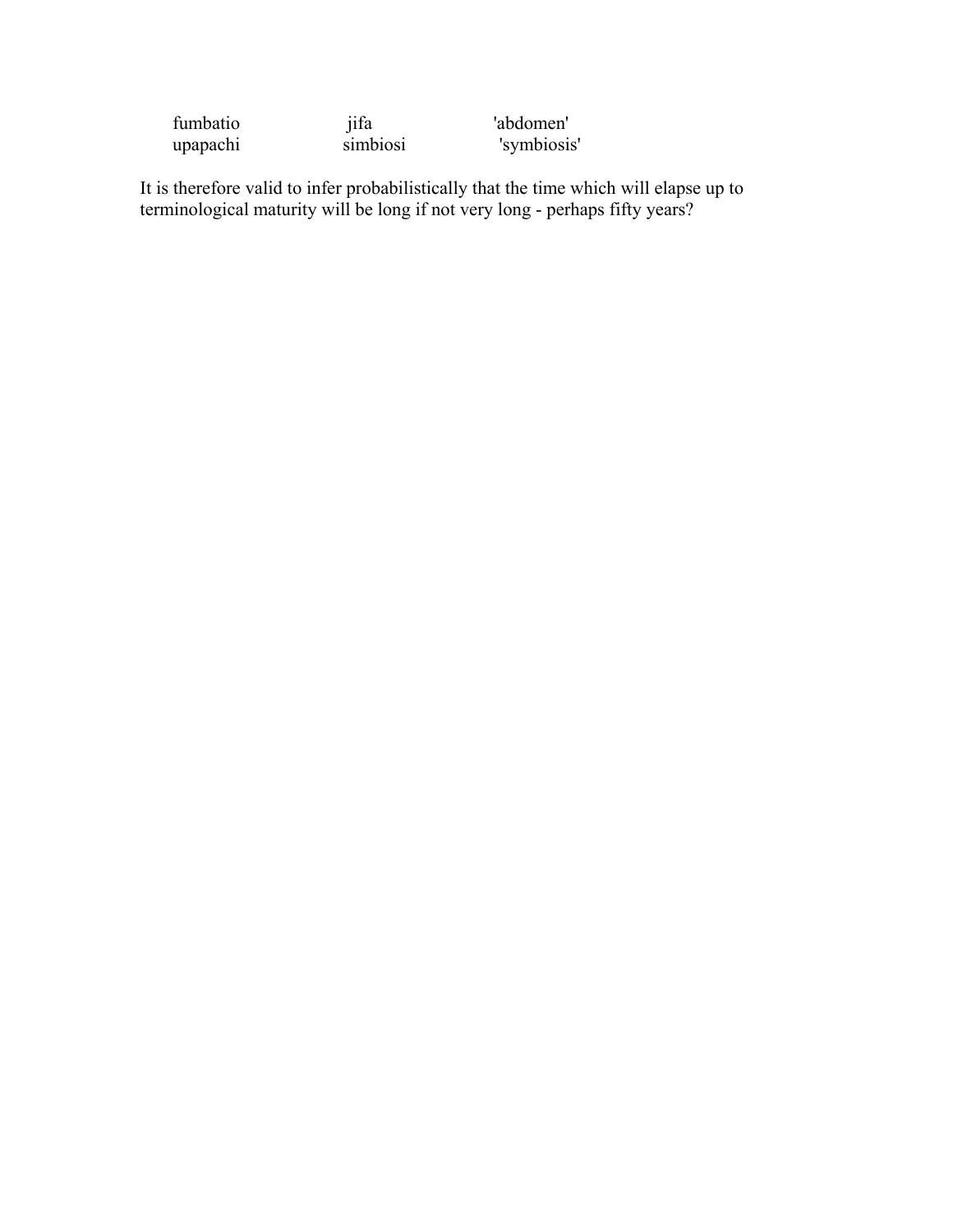| | | |
|---|---|---|
| fumbatio | jifa | 'abdomen' |
| upapachi | simbiosi | 'symbiosis' |

It is therefore valid to infer probabilistically that the time which will elapse up to terminological maturity will be long if not very long - perhaps fifty years?